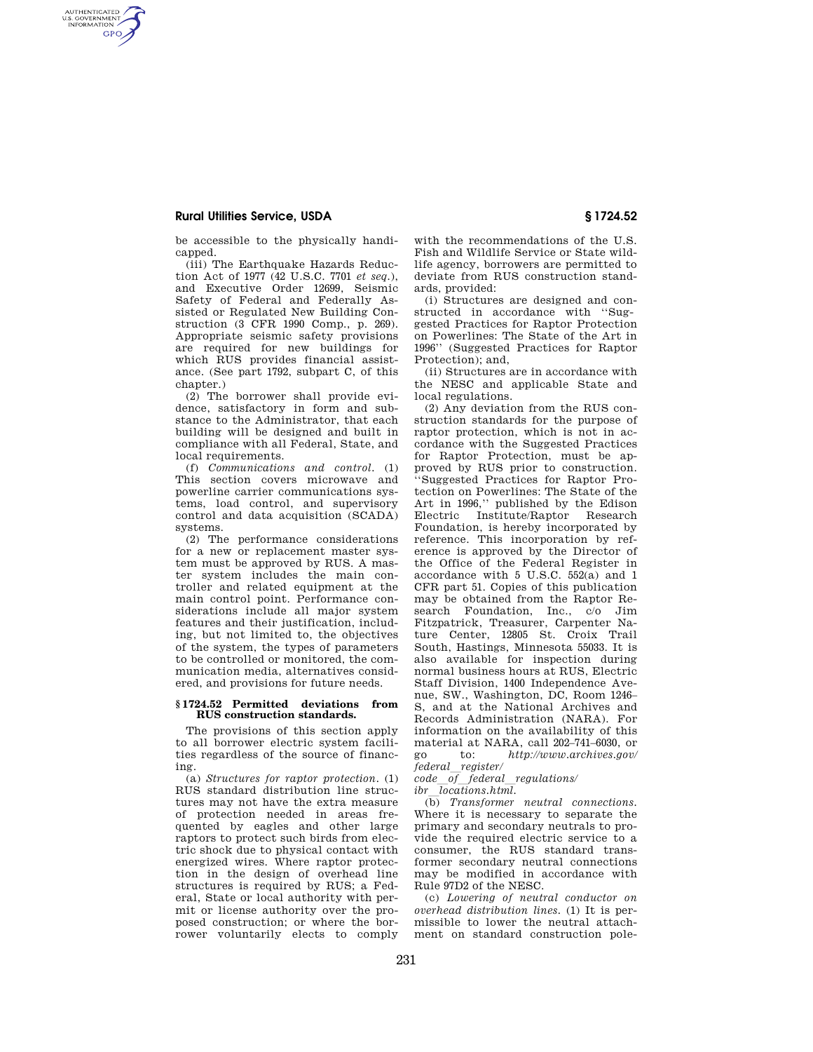be accessible to the physically handicapped.

(iii) The Earthquake Hazards Reduction Act of 1977 (42 U.S.C. 7701 *et seq.*), and Executive Order 12699, Seismic Safety of Federal and Federally Assisted or Regulated New Building Construction (3 CFR 1990 Comp., p. 269). Appropriate seismic safety provisions are required for new buildings for which RUS provides financial assistance. (See part 1792, subpart C, of this chapter.)

(2) The borrower shall provide evidence, satisfactory in form and substance to the Administrator, that each building will be designed and built in compliance with all Federal, State, and local requirements.

(f) *Communications and control.* (1) This section covers microwave and powerline carrier communications systems, load control, and supervisory control and data acquisition (SCADA) systems.

(2) The performance considerations for a new or replacement master system must be approved by RUS. A master system includes the main controller and related equipment at the main control point. Performance considerations include all major system features and their justification, including, but not limited to, the objectives of the system, the types of parameters to be controlled or monitored, the communication media, alternatives considered, and provisions for future needs.

### § 1724.52 Permitted deviations from RUS construction standards.

The provisions of this section apply to all borrower electric system facilities regardless of the source of financing.

(a) *Structures for raptor protection.* (1) RUS standard distribution line structures may not have the extra measure of protection needed in areas frequented by eagles and other large raptors to protect such birds from electric shock due to physical contact with energized wires. Where raptor protection in the design of overhead line structures is required by RUS; a Federal, State or local authority with permit or license authority over the proposed construction; or where the borrower voluntarily elects to comply with the recommendations of the U.S. Fish and Wildlife Service or State wildlife agency, borrowers are permitted to deviate from RUS construction standards, provided:

(i) Structures are designed and constructed in accordance with "Suggested Practices for Raptor Protection on Powerlines: The State of the Art in 1996" (Suggested Practices for Raptor Protection); and,

(ii) Structures are in accordance with the NESC and applicable State and local regulations.

(2) Any deviation from the RUS construction standards for the purpose of raptor protection, which is not in accordance with the Suggested Practices for Raptor Protection, must be approved by RUS prior to construction. "Suggested Practices for Raptor Protection on Powerlines: The State of the Art in 1996," published by the Edison Electric Institute/Raptor Research Foundation, is hereby incorporated by reference. This incorporation by reference is approved by the Director of the Office of the Federal Register in accordance with 5 U.S.C. 552(a) and 1 CFR part 51. Copies of this publication may be obtained from the Raptor Research Foundation, Inc., c/o Jim Fitzpatrick, Treasurer, Carpenter Nature Center, 12805 St. Croix Trail South, Hastings, Minnesota 55033. It is also available for inspection during normal business hours at RUS, Electric Staff Division, 1400 Independence Avenue, SW., Washington, DC, Room 1246–S, and at the National Archives and Records Administration (NARA). For information on the availability of this material at NARA, call 202–741–6030, or go to: *http://www.archives.gov/federal_register/code_of_federal_regulations/ibr_locations.html.*

(b) *Transformer neutral connections.* Where it is necessary to separate the primary and secondary neutrals to provide the required electric service to a consumer, the RUS standard transformer secondary neutral connections may be modified in accordance with Rule 97D2 of the NESC.

(c) *Lowering of neutral conductor on overhead distribution lines.* (1) It is permissible to lower the neutral attachment on standard construction pole-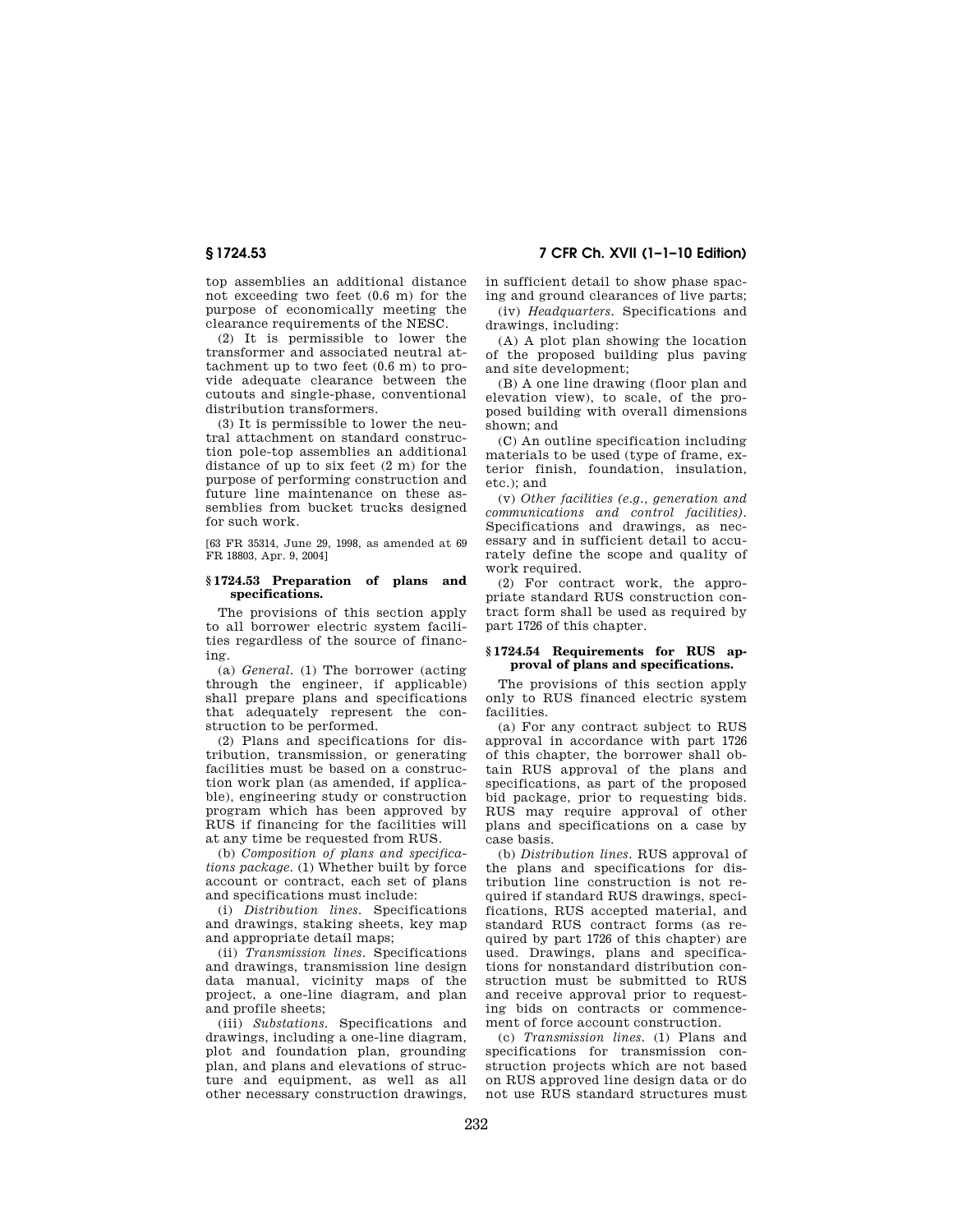top assemblies an additional distance not exceeding two feet (0.6 m) for the purpose of economically meeting the clearance requirements of the NESC.

(2) It is permissible to lower the transformer and associated neutral attachment up to two feet (0.6 m) to provide adequate clearance between the cutouts and single-phase, conventional distribution transformers.

(3) It is permissible to lower the neutral attachment on standard construction pole-top assemblies an additional distance of up to six feet (2 m) for the purpose of performing construction and future line maintenance on these assemblies from bucket trucks designed for such work.

[63 FR 35314, June 29, 1998, as amended at 69 FR 18803, Apr. 9, 2004]

### § 1724.53 Preparation of plans and specifications.

The provisions of this section apply to all borrower electric system facilities regardless of the source of financing.

(a) *General.* (1) The borrower (acting through the engineer, if applicable) shall prepare plans and specifications that adequately represent the construction to be performed.

(2) Plans and specifications for distribution, transmission, or generating facilities must be based on a construction work plan (as amended, if applicable), engineering study or construction program which has been approved by RUS if financing for the facilities will at any time be requested from RUS.

(b) *Composition of plans and specifications package.* (1) Whether built by force account or contract, each set of plans and specifications must include:

(i) *Distribution lines.* Specifications and drawings, staking sheets, key map and appropriate detail maps;

(ii) *Transmission lines.* Specifications and drawings, transmission line design data manual, vicinity maps of the project, a one-line diagram, and plan and profile sheets;

(iii) *Substations.* Specifications and drawings, including a one-line diagram, plot and foundation plan, grounding plan, and plans and elevations of structure and equipment, as well as all other necessary construction drawings, in sufficient detail to show phase spacing and ground clearances of live parts;

(iv) *Headquarters.* Specifications and drawings, including:

(A) A plot plan showing the location of the proposed building plus paving and site development;

(B) A one line drawing (floor plan and elevation view), to scale, of the proposed building with overall dimensions shown; and

(C) An outline specification including materials to be used (type of frame, exterior finish, foundation, insulation, etc.); and

(v) *Other facilities (e.g., generation and communications and control facilities).* Specifications and drawings, as necessary and in sufficient detail to accurately define the scope and quality of work required.

(2) For contract work, the appropriate standard RUS construction contract form shall be used as required by part 1726 of this chapter.

### § 1724.54 Requirements for RUS approval of plans and specifications.

The provisions of this section apply only to RUS financed electric system facilities.

(a) For any contract subject to RUS approval in accordance with part 1726 of this chapter, the borrower shall obtain RUS approval of the plans and specifications, as part of the proposed bid package, prior to requesting bids. RUS may require approval of other plans and specifications on a case by case basis.

(b) *Distribution lines.* RUS approval of the plans and specifications for distribution line construction is not required if standard RUS drawings, specifications, RUS accepted material, and standard RUS contract forms (as required by part 1726 of this chapter) are used. Drawings, plans and specifications for nonstandard distribution construction must be submitted to RUS and receive approval prior to requesting bids on contracts or commencement of force account construction.

(c) *Transmission lines.* (1) Plans and specifications for transmission construction projects which are not based on RUS approved line design data or do not use RUS standard structures must